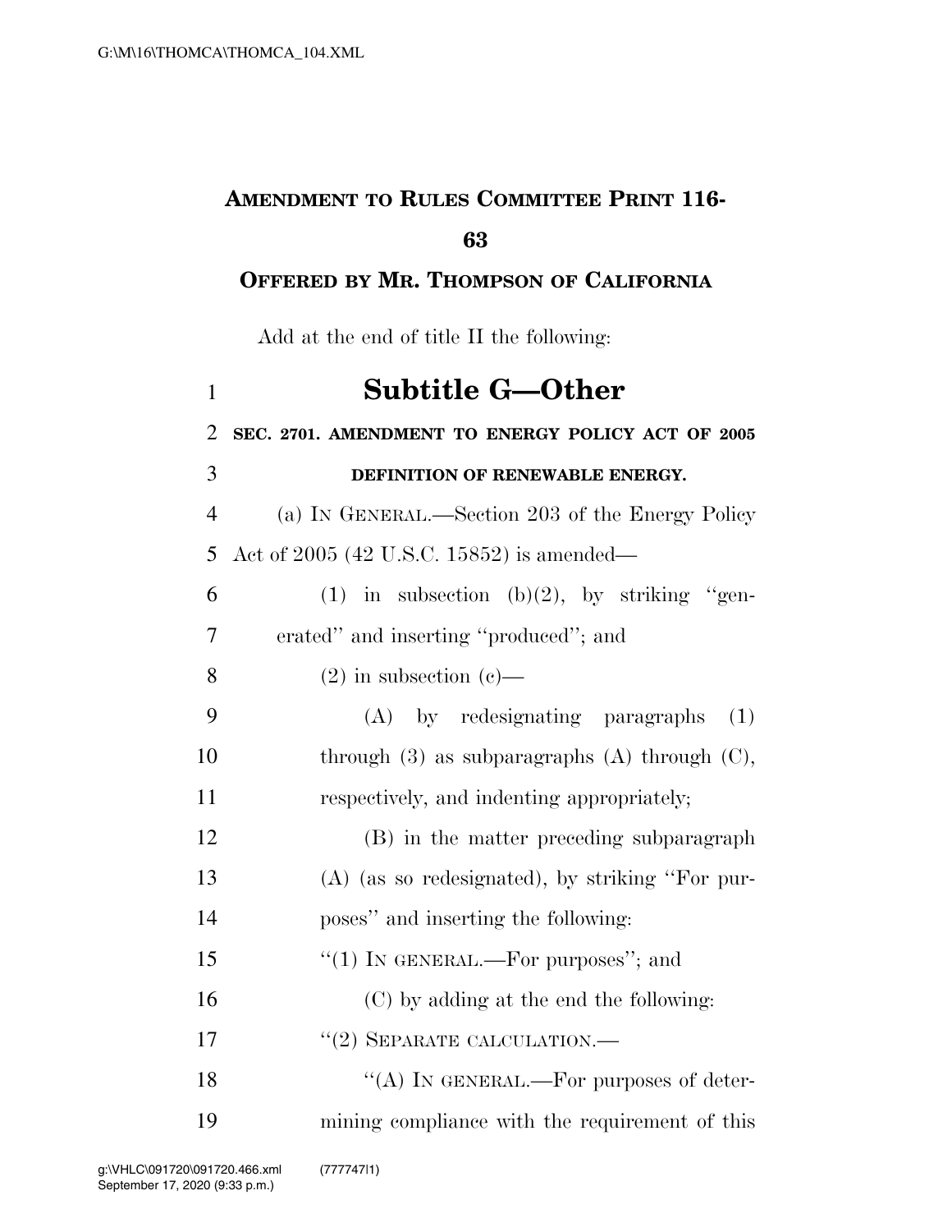**AMENDMENT TO RULES COMMITTEE PRINT 116-63**

**OFFERED BY MR. THOMPSON OF CALIFORNIA**

Add at the end of title II the following:

# Subtitle G—Other

**SEC. 2701. AMENDMENT TO ENERGY POLICY ACT OF 2005 DEFINITION OF RENEWABLE ENERGY.**

(a) IN GENERAL.—Section 203 of the Energy Policy Act of 2005 (42 U.S.C. 15852) is amended—

(1) in subsection (b)(2), by striking "generated" and inserting "produced"; and

(2) in subsection (c)—

(A) by redesignating paragraphs (1) through (3) as subparagraphs (A) through (C), respectively, and indenting appropriately;

(B) in the matter preceding subparagraph (A) (as so redesignated), by striking "For purposes" and inserting the following:

"(1) IN GENERAL.—For purposes"; and

(C) by adding at the end the following:

"(2) SEPARATE CALCULATION.—

"(A) IN GENERAL.—For purposes of determining compliance with the requirement of this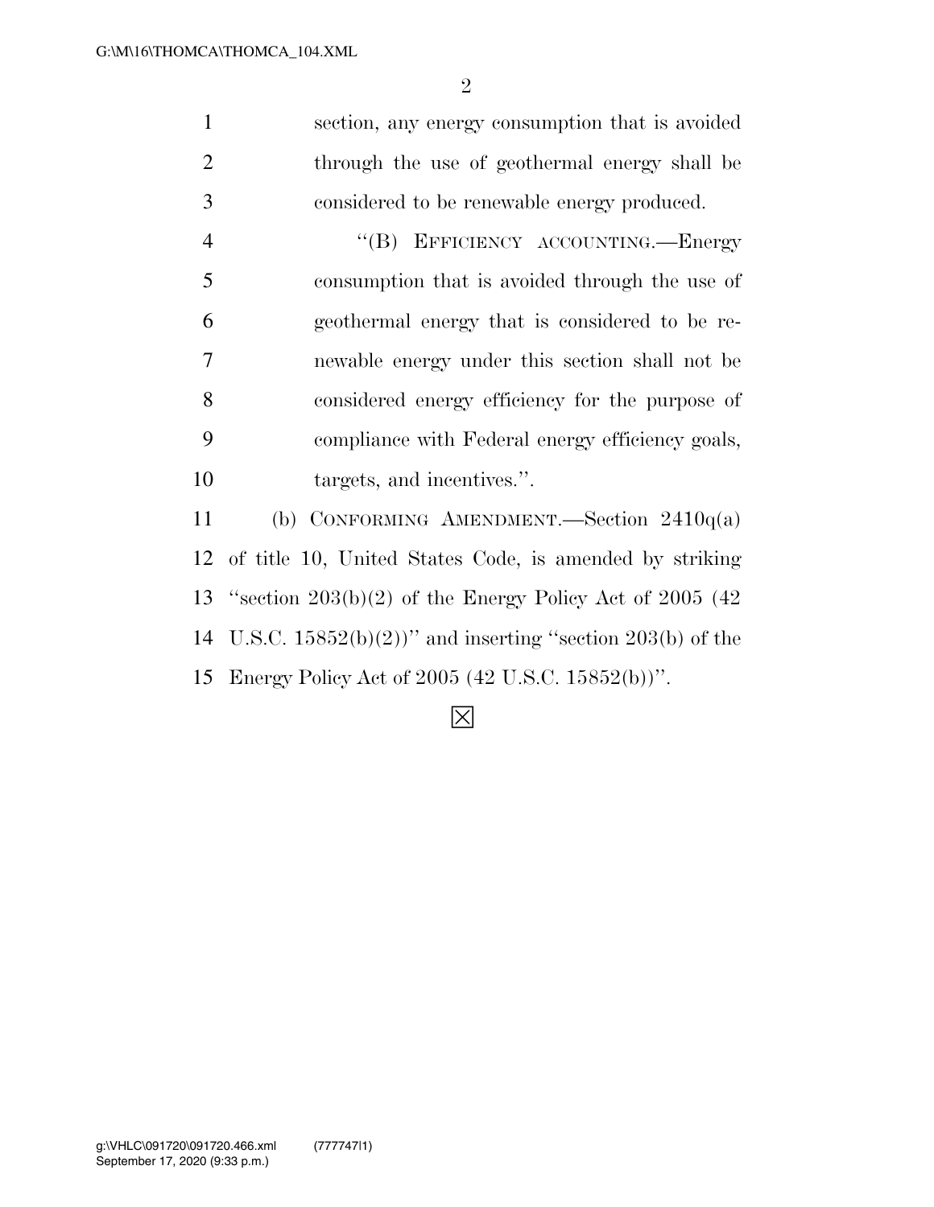section, any energy consumption that is avoided through the use of geothermal energy shall be considered to be renewable energy produced.

"(B) EFFICIENCY ACCOUNTING.—Energy consumption that is avoided through the use of geothermal energy that is considered to be renewable energy under this section shall not be considered energy efficiency for the purpose of compliance with Federal energy efficiency goals, targets, and incentives.".

(b) CONFORMING AMENDMENT.—Section 2410q(a) of title 10, United States Code, is amended by striking "section 203(b)(2) of the Energy Policy Act of 2005 (42 U.S.C. 15852(b)(2))" and inserting "section 203(b) of the Energy Policy Act of 2005 (42 U.S.C. 15852(b))".